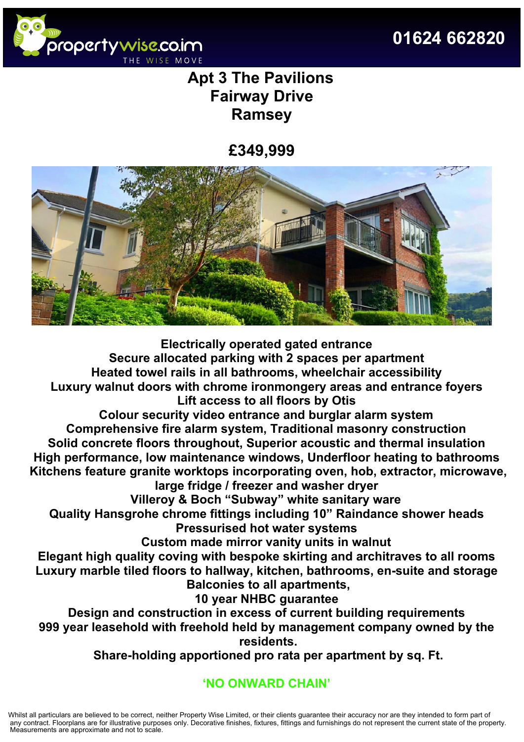propertywise.co.im THE WISE MOVE

01624 662820

# Apt 3 The Pavilions
# Fairway Drive
# Ramsey

## £349,999

**Electrically operated gated entrance**
**Secure allocated parking with 2 spaces per apartment**
**Heated towel rails in all bathrooms, wheelchair accessibility**
**Luxury walnut doors with chrome ironmongery areas and entrance foyers**
**Lift access to all floors by Otis**
**Colour security video entrance and burglar alarm system**
**Comprehensive fire alarm system, Traditional masonry construction**
**Solid concrete floors throughout, Superior acoustic and thermal insulation**
**High performance, low maintenance windows, Underfloor heating to bathrooms**
**Kitchens feature granite worktops incorporating oven, hob, extractor, microwave, large fridge / freezer and washer dryer**
**Villeroy & Boch "Subway" white sanitary ware**
**Quality Hansgrohe chrome fittings including 10" Raindance shower heads**
**Pressurised hot water systems**
**Custom made mirror vanity units in walnut**
**Elegant high quality coving with bespoke skirting and architraves to all rooms**
**Luxury marble tiled floors to hallway, kitchen, bathrooms, en-suite and storage**
**Balconies to all apartments,**
**10 year NHBC guarantee**
**Design and construction in excess of current building requirements**
**999 year leasehold with freehold held by management company owned by the residents.**
**Share-holding apportioned pro rata per apartment by sq. Ft.**

**'NO ONWARD CHAIN'**

Whilst all particulars are believed to be correct, neither Property Wise Limited, or their clients guarantee their accuracy nor are they intended to form part of any contract. Floorplans are for illustrative purposes only. Decorative finishes, fixtures, fittings and furnishings do not represent the current state of the property. Measurements are approximate and not to scale.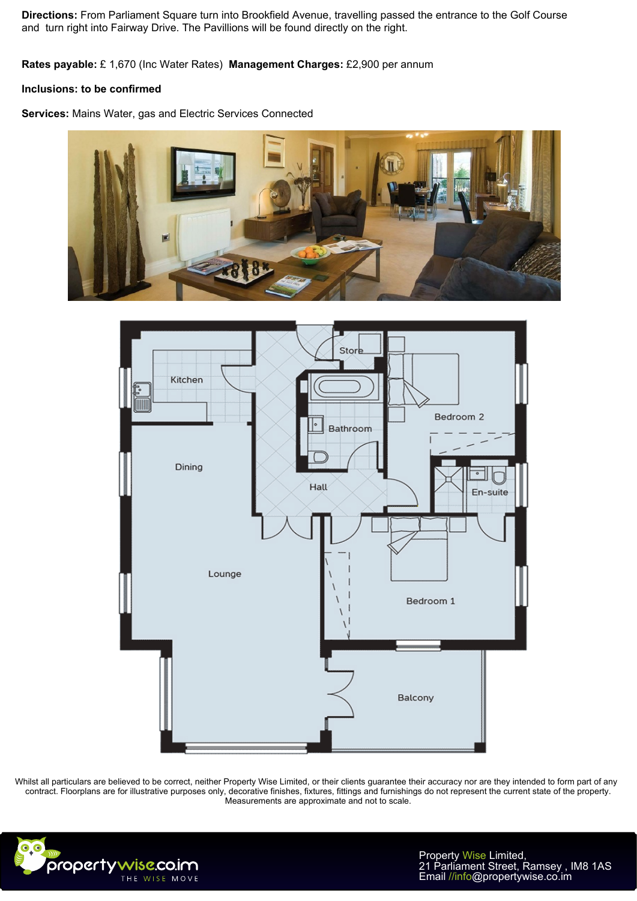**Directions:** From Parliament Square turn into Brookfield Avenue, travelling passed the entrance to the Golf Course and turn right into Fairway Drive. The Pavillions will be found directly on the right.

**Rates payable:** £ 1,670 (Inc Water Rates) **Management Charges:** £2,900 per annum

**Inclusions: to be confirmed**

**Services:** Mains Water, gas and Electric Services Connected

Store

Kitchen

Bathroom

Bedroom 2

Dining

Hall

En-suite

Lounge

Bedroom 1

Balcony

Whilst all particulars are believed to be correct, neither Property Wise Limited, or their clients guarantee their accuracy nor are they intended to form part of any contract. Floorplans are for illustrative purposes only, decorative finishes, fixtures, fittings and furnishings do not represent the current state of the property. Measurements are approximate and not to scale.

propertywise.co.im
THE WISE MOVE

Property Wise Limited,
21 Parliament Street, Ramsey , IM8 1AS
Email //info@propertywise.co.im